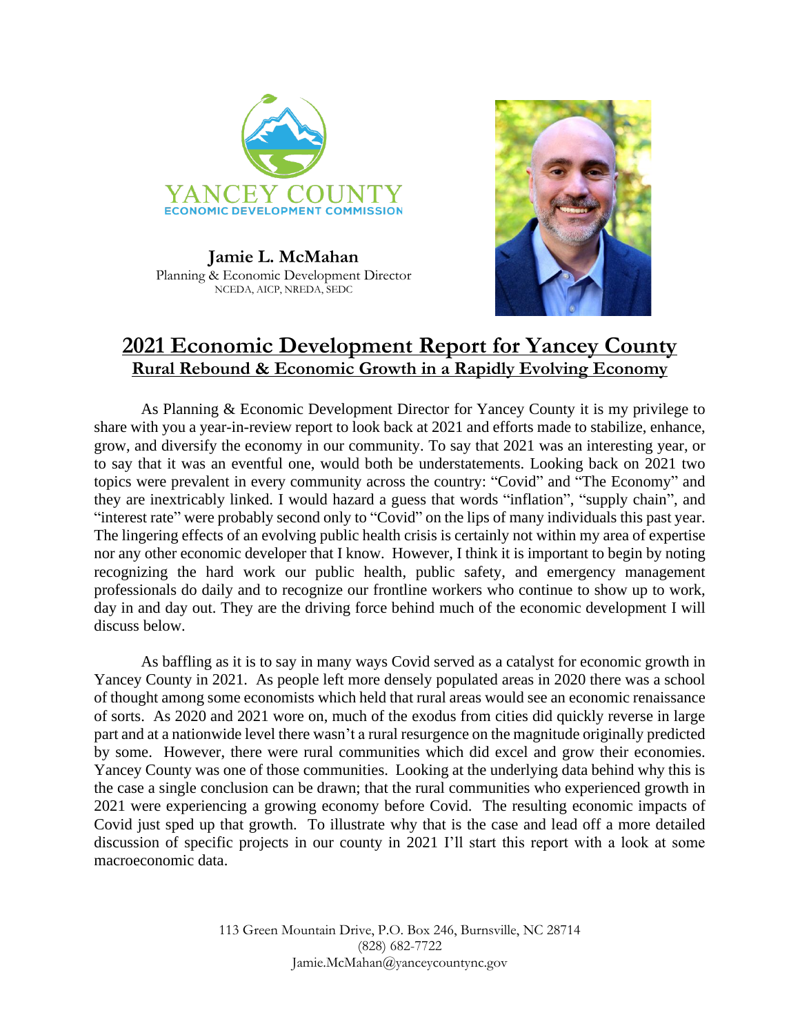YANCEY COUNTY
ECONOMIC DEVELOPMENT COMMISSION

**Jamie L. McMahan**
Planning & Economic Development Director
NCEDA, AICP, NREDA, SEDC

# 2021 Economic Development Report for Yancey County

## Rural Rebound & Economic Growth in a Rapidly Evolving Economy

As Planning & Economic Development Director for Yancey County it is my privilege to share with you a year-in-review report to look back at 2021 and efforts made to stabilize, enhance, grow, and diversify the economy in our community. To say that 2021 was an interesting year, or to say that it was an eventful one, would both be understatements. Looking back on 2021 two topics were prevalent in every community across the country: "Covid" and "The Economy" and they are inextricably linked. I would hazard a guess that words "inflation", "supply chain", and "interest rate" were probably second only to "Covid" on the lips of many individuals this past year. The lingering effects of an evolving public health crisis is certainly not within my area of expertise nor any other economic developer that I know. However, I think it is important to begin by noting recognizing the hard work our public health, public safety, and emergency management professionals do daily and to recognize our frontline workers who continue to show up to work, day in and day out. They are the driving force behind much of the economic development I will discuss below.

As baffling as it is to say in many ways Covid served as a catalyst for economic growth in Yancey County in 2021. As people left more densely populated areas in 2020 there was a school of thought among some economists which held that rural areas would see an economic renaissance of sorts. As 2020 and 2021 wore on, much of the exodus from cities did quickly reverse in large part and at a nationwide level there wasn't a rural resurgence on the magnitude originally predicted by some. However, there were rural communities which did excel and grow their economies. Yancey County was one of those communities. Looking at the underlying data behind why this is the case a single conclusion can be drawn; that the rural communities who experienced growth in 2021 were experiencing a growing economy before Covid. The resulting economic impacts of Covid just sped up that growth. To illustrate why that is the case and lead off a more detailed discussion of specific projects in our county in 2021 I'll start this report with a look at some macroeconomic data.

113 Green Mountain Drive, P.O. Box 246, Burnsville, NC 28714
(828) 682-7722
Jamie.McMahan@yanceycountync.gov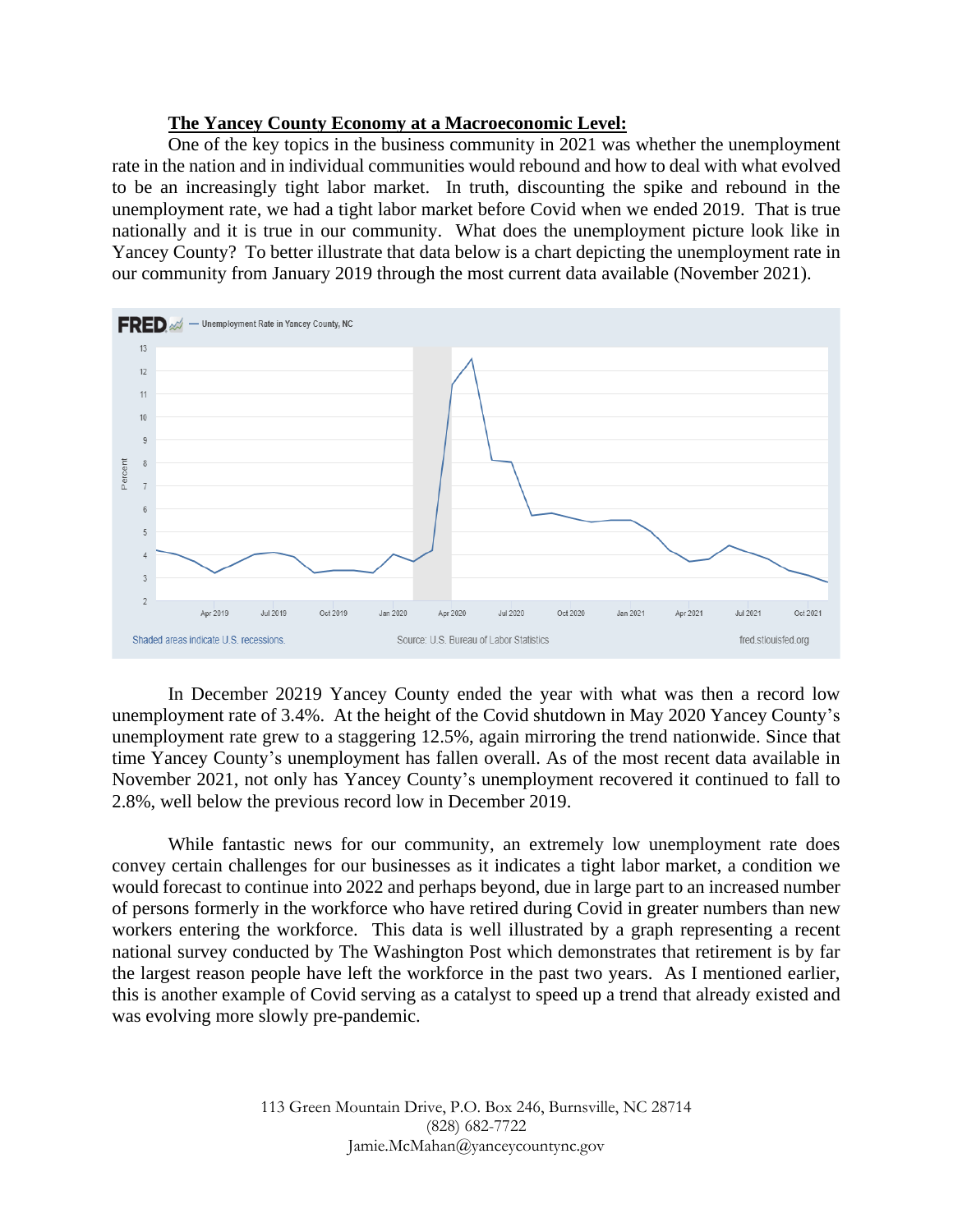**The Yancey County Economy at a Macroeconomic Level:**

One of the key topics in the business community in 2021 was whether the unemployment rate in the nation and in individual communities would rebound and how to deal with what evolved to be an increasingly tight labor market. In truth, discounting the spike and rebound in the unemployment rate, we had a tight labor market before Covid when we ended 2019. That is true nationally and it is true in our community. What does the unemployment picture look like in Yancey County? To better illustrate that data below is a chart depicting the unemployment rate in our community from January 2019 through the most current data available (November 2021).

In December 20219 Yancey County ended the year with what was then a record low unemployment rate of 3.4%. At the height of the Covid shutdown in May 2020 Yancey County's unemployment rate grew to a staggering 12.5%, again mirroring the trend nationwide. Since that time Yancey County's unemployment has fallen overall. As of the most recent data available in November 2021, not only has Yancey County's unemployment recovered it continued to fall to 2.8%, well below the previous record low in December 2019.

While fantastic news for our community, an extremely low unemployment rate does convey certain challenges for our businesses as it indicates a tight labor market, a condition we would forecast to continue into 2022 and perhaps beyond, due in large part to an increased number of persons formerly in the workforce who have retired during Covid in greater numbers than new workers entering the workforce. This data is well illustrated by a graph representing a recent national survey conducted by The Washington Post which demonstrates that retirement is by far the largest reason people have left the workforce in the past two years. As I mentioned earlier, this is another example of Covid serving as a catalyst to speed up a trend that already existed and was evolving more slowly pre-pandemic.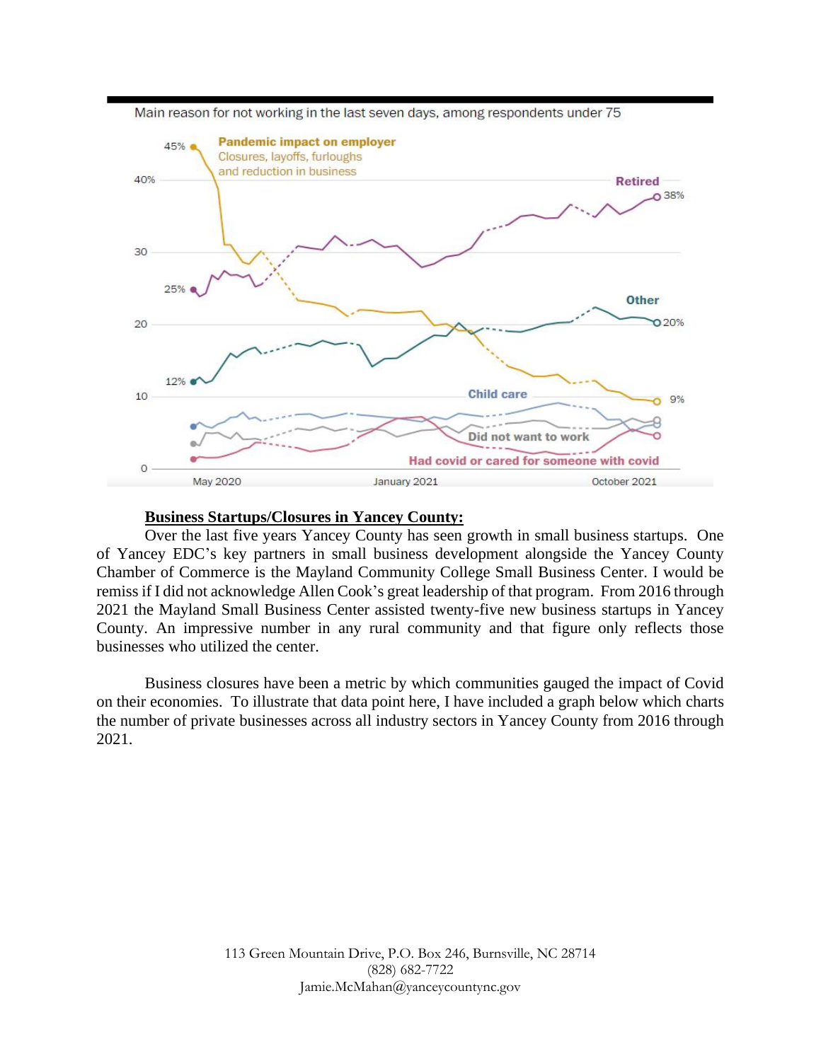Main reason for not working in the last seven days, among respondents under 75

**Business Startups/Closures in Yancey County:**

Over the last five years Yancey County has seen growth in small business startups. One of Yancey EDC's key partners in small business development alongside the Yancey County Chamber of Commerce is the Mayland Community College Small Business Center. I would be remiss if I did not acknowledge Allen Cook's great leadership of that program. From 2016 through 2021 the Mayland Small Business Center assisted twenty-five new business startups in Yancey County. An impressive number in any rural community and that figure only reflects those businesses who utilized the center.

Business closures have been a metric by which communities gauged the impact of Covid on their economies. To illustrate that data point here, I have included a graph below which charts the number of private businesses across all industry sectors in Yancey County from 2016 through 2021.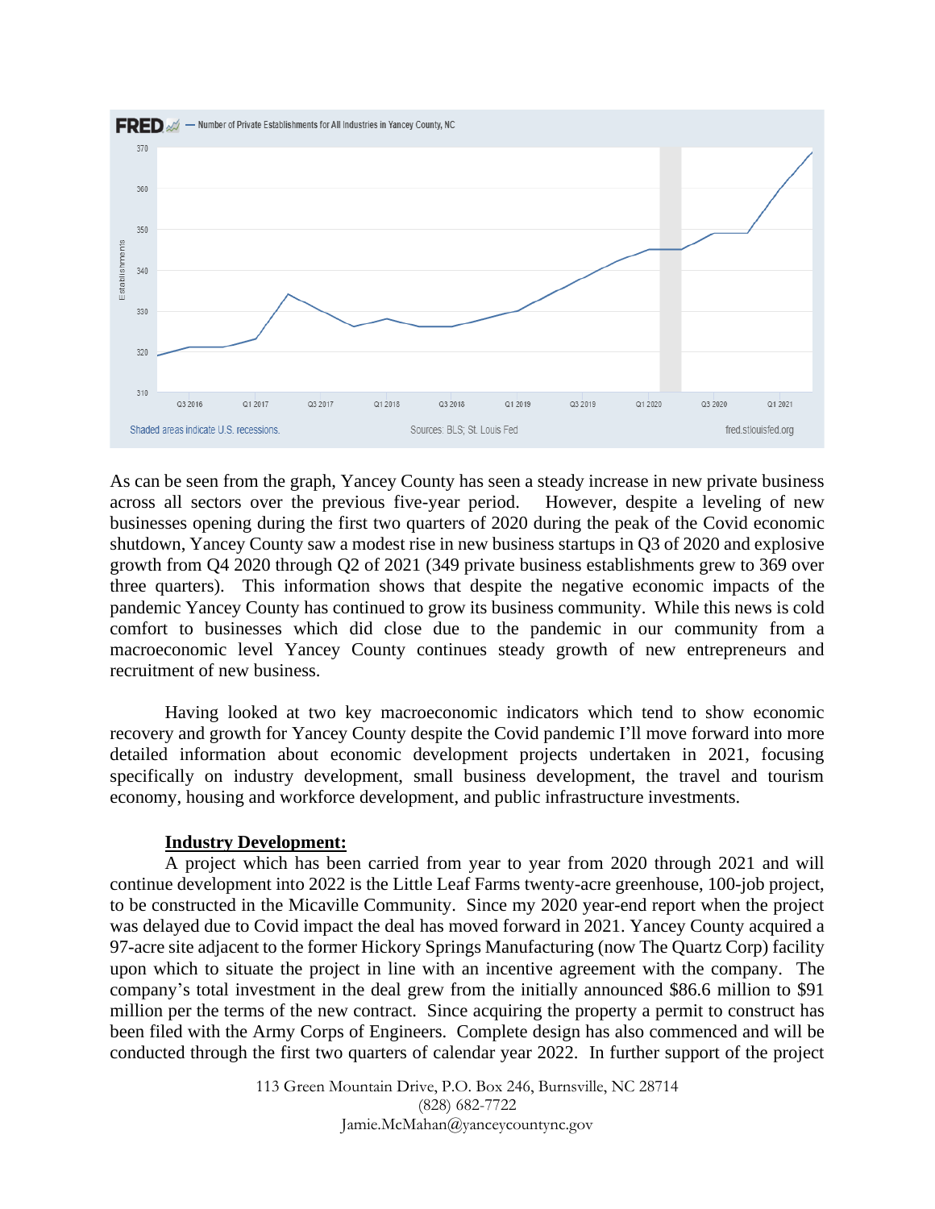As can be seen from the graph, Yancey County has seen a steady increase in new private business across all sectors over the previous five-year period. However, despite a leveling of new businesses opening during the first two quarters of 2020 during the peak of the Covid economic shutdown, Yancey County saw a modest rise in new business startups in Q3 of 2020 and explosive growth from Q4 2020 through Q2 of 2021 (349 private business establishments grew to 369 over three quarters). This information shows that despite the negative economic impacts of the pandemic Yancey County has continued to grow its business community. While this news is cold comfort to businesses which did close due to the pandemic in our community from a macroeconomic level Yancey County continues steady growth of new entrepreneurs and recruitment of new business.

Having looked at two key macroeconomic indicators which tend to show economic recovery and growth for Yancey County despite the Covid pandemic I'll move forward into more detailed information about economic development projects undertaken in 2021, focusing specifically on industry development, small business development, the travel and tourism economy, housing and workforce development, and public infrastructure investments.

**Industry Development:**

A project which has been carried from year to year from 2020 through 2021 and will continue development into 2022 is the Little Leaf Farms twenty-acre greenhouse, 100-job project, to be constructed in the Micaville Community. Since my 2020 year-end report when the project was delayed due to Covid impact the deal has moved forward in 2021. Yancey County acquired a 97-acre site adjacent to the former Hickory Springs Manufacturing (now The Quartz Corp) facility upon which to situate the project in line with an incentive agreement with the company. The company's total investment in the deal grew from the initially announced $86.6 million to $91 million per the terms of the new contract. Since acquiring the property a permit to construct has been filed with the Army Corps of Engineers. Complete design has also commenced and will be conducted through the first two quarters of calendar year 2022. In further support of the project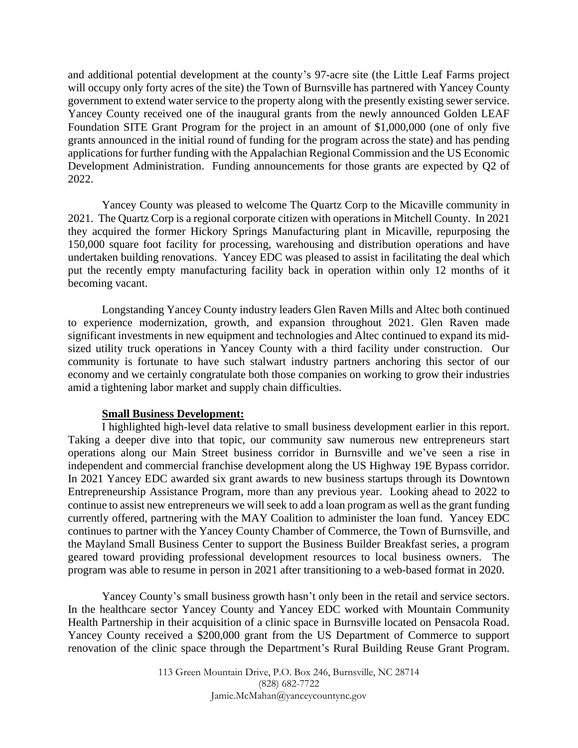and additional potential development at the county's 97-acre site (the Little Leaf Farms project will occupy only forty acres of the site) the Town of Burnsville has partnered with Yancey County government to extend water service to the property along with the presently existing sewer service. Yancey County received one of the inaugural grants from the newly announced Golden LEAF Foundation SITE Grant Program for the project in an amount of $1,000,000 (one of only five grants announced in the initial round of funding for the program across the state) and has pending applications for further funding with the Appalachian Regional Commission and the US Economic Development Administration. Funding announcements for those grants are expected by Q2 of 2022.

Yancey County was pleased to welcome The Quartz Corp to the Micaville community in 2021. The Quartz Corp is a regional corporate citizen with operations in Mitchell County. In 2021 they acquired the former Hickory Springs Manufacturing plant in Micaville, repurposing the 150,000 square foot facility for processing, warehousing and distribution operations and have undertaken building renovations. Yancey EDC was pleased to assist in facilitating the deal which put the recently empty manufacturing facility back in operation within only 12 months of it becoming vacant.

Longstanding Yancey County industry leaders Glen Raven Mills and Altec both continued to experience modernization, growth, and expansion throughout 2021. Glen Raven made significant investments in new equipment and technologies and Altec continued to expand its mid-sized utility truck operations in Yancey County with a third facility under construction. Our community is fortunate to have such stalwart industry partners anchoring this sector of our economy and we certainly congratulate both those companies on working to grow their industries amid a tightening labor market and supply chain difficulties.

**Small Business Development:**

I highlighted high-level data relative to small business development earlier in this report. Taking a deeper dive into that topic, our community saw numerous new entrepreneurs start operations along our Main Street business corridor in Burnsville and we've seen a rise in independent and commercial franchise development along the US Highway 19E Bypass corridor. In 2021 Yancey EDC awarded six grant awards to new business startups through its Downtown Entrepreneurship Assistance Program, more than any previous year. Looking ahead to 2022 to continue to assist new entrepreneurs we will seek to add a loan program as well as the grant funding currently offered, partnering with the MAY Coalition to administer the loan fund. Yancey EDC continues to partner with the Yancey County Chamber of Commerce, the Town of Burnsville, and the Mayland Small Business Center to support the Business Builder Breakfast series, a program geared toward providing professional development resources to local business owners. The program was able to resume in person in 2021 after transitioning to a web-based format in 2020.

Yancey County's small business growth hasn't only been in the retail and service sectors. In the healthcare sector Yancey County and Yancey EDC worked with Mountain Community Health Partnership in their acquisition of a clinic space in Burnsville located on Pensacola Road. Yancey County received a $200,000 grant from the US Department of Commerce to support renovation of the clinic space through the Department's Rural Building Reuse Grant Program.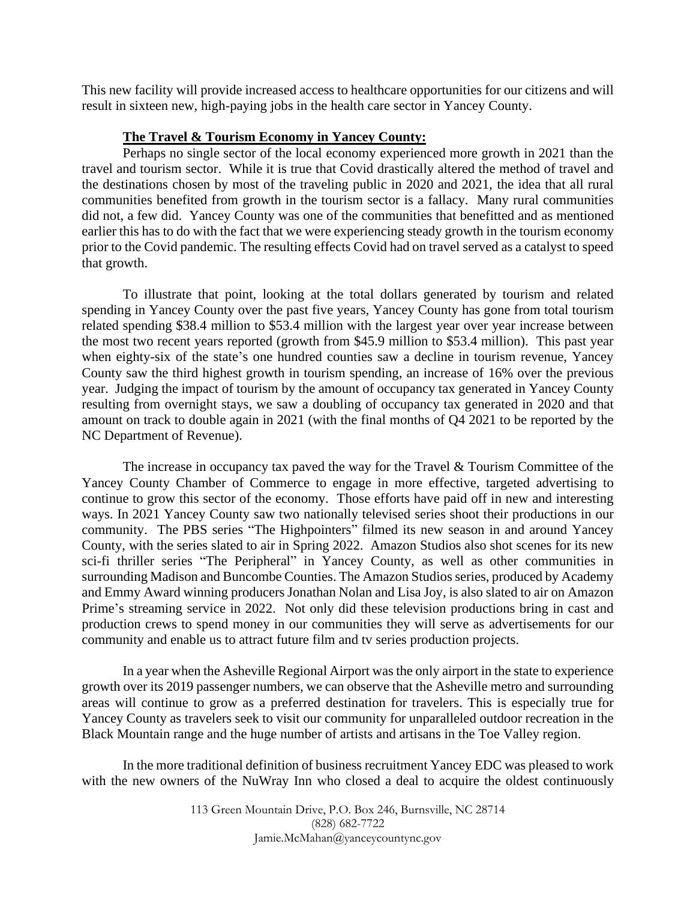This new facility will provide increased access to healthcare opportunities for our citizens and will result in sixteen new, high-paying jobs in the health care sector in Yancey County.

**The Travel & Tourism Economy in Yancey County:**

Perhaps no single sector of the local economy experienced more growth in 2021 than the travel and tourism sector. While it is true that Covid drastically altered the method of travel and the destinations chosen by most of the traveling public in 2020 and 2021, the idea that all rural communities benefited from growth in the tourism sector is a fallacy. Many rural communities did not, a few did. Yancey County was one of the communities that benefitted and as mentioned earlier this has to do with the fact that we were experiencing steady growth in the tourism economy prior to the Covid pandemic. The resulting effects Covid had on travel served as a catalyst to speed that growth.

To illustrate that point, looking at the total dollars generated by tourism and related spending in Yancey County over the past five years, Yancey County has gone from total tourism related spending $38.4 million to $53.4 million with the largest year over year increase between the most two recent years reported (growth from $45.9 million to $53.4 million). This past year when eighty-six of the state's one hundred counties saw a decline in tourism revenue, Yancey County saw the third highest growth in tourism spending, an increase of 16% over the previous year. Judging the impact of tourism by the amount of occupancy tax generated in Yancey County resulting from overnight stays, we saw a doubling of occupancy tax generated in 2020 and that amount on track to double again in 2021 (with the final months of Q4 2021 to be reported by the NC Department of Revenue).

The increase in occupancy tax paved the way for the Travel & Tourism Committee of the Yancey County Chamber of Commerce to engage in more effective, targeted advertising to continue to grow this sector of the economy. Those efforts have paid off in new and interesting ways. In 2021 Yancey County saw two nationally televised series shoot their productions in our community. The PBS series "The Highpointers" filmed its new season in and around Yancey County, with the series slated to air in Spring 2022. Amazon Studios also shot scenes for its new sci-fi thriller series "The Peripheral" in Yancey County, as well as other communities in surrounding Madison and Buncombe Counties. The Amazon Studios series, produced by Academy and Emmy Award winning producers Jonathan Nolan and Lisa Joy, is also slated to air on Amazon Prime's streaming service in 2022. Not only did these television productions bring in cast and production crews to spend money in our communities they will serve as advertisements for our community and enable us to attract future film and tv series production projects.

In a year when the Asheville Regional Airport was the only airport in the state to experience growth over its 2019 passenger numbers, we can observe that the Asheville metro and surrounding areas will continue to grow as a preferred destination for travelers. This is especially true for Yancey County as travelers seek to visit our community for unparalleled outdoor recreation in the Black Mountain range and the huge number of artists and artisans in the Toe Valley region.

In the more traditional definition of business recruitment Yancey EDC was pleased to work with the new owners of the NuWray Inn who closed a deal to acquire the oldest continuously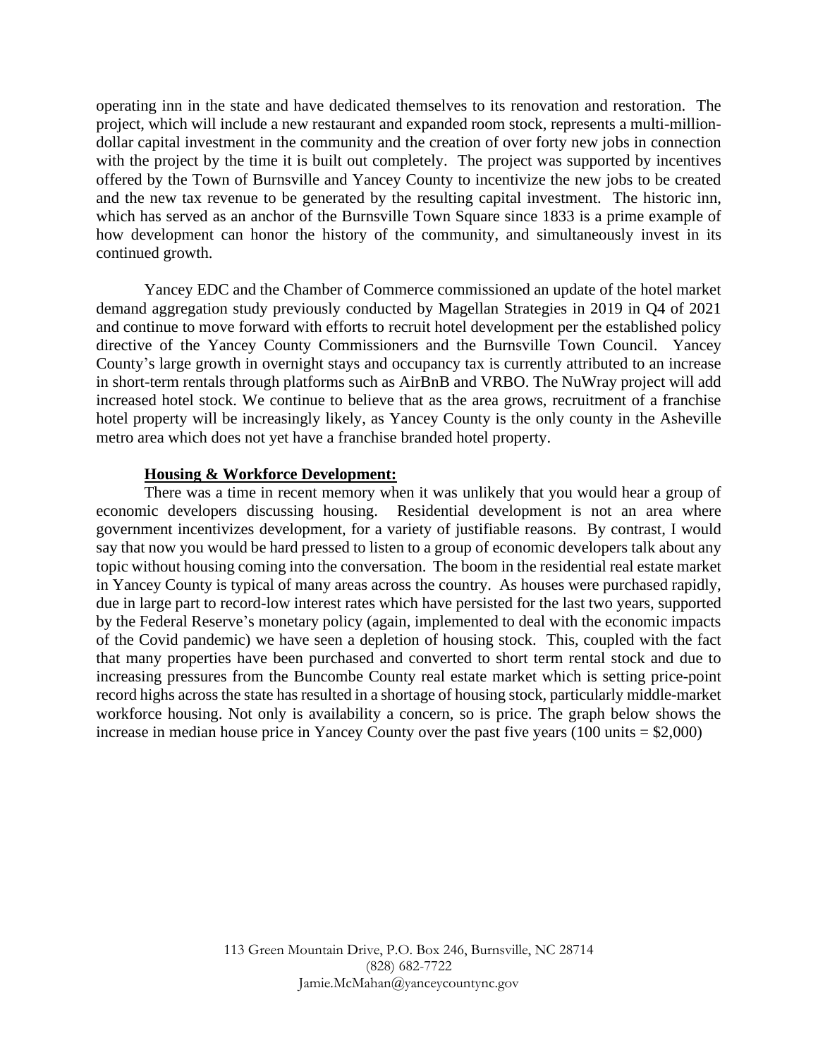operating inn in the state and have dedicated themselves to its renovation and restoration. The project, which will include a new restaurant and expanded room stock, represents a multi-million-dollar capital investment in the community and the creation of over forty new jobs in connection with the project by the time it is built out completely. The project was supported by incentives offered by the Town of Burnsville and Yancey County to incentivize the new jobs to be created and the new tax revenue to be generated by the resulting capital investment. The historic inn, which has served as an anchor of the Burnsville Town Square since 1833 is a prime example of how development can honor the history of the community, and simultaneously invest in its continued growth.

Yancey EDC and the Chamber of Commerce commissioned an update of the hotel market demand aggregation study previously conducted by Magellan Strategies in 2019 in Q4 of 2021 and continue to move forward with efforts to recruit hotel development per the established policy directive of the Yancey County Commissioners and the Burnsville Town Council. Yancey County's large growth in overnight stays and occupancy tax is currently attributed to an increase in short-term rentals through platforms such as AirBnB and VRBO. The NuWray project will add increased hotel stock. We continue to believe that as the area grows, recruitment of a franchise hotel property will be increasingly likely, as Yancey County is the only county in the Asheville metro area which does not yet have a franchise branded hotel property.

**Housing & Workforce Development:**

There was a time in recent memory when it was unlikely that you would hear a group of economic developers discussing housing. Residential development is not an area where government incentivizes development, for a variety of justifiable reasons. By contrast, I would say that now you would be hard pressed to listen to a group of economic developers talk about any topic without housing coming into the conversation. The boom in the residential real estate market in Yancey County is typical of many areas across the country. As houses were purchased rapidly, due in large part to record-low interest rates which have persisted for the last two years, supported by the Federal Reserve's monetary policy (again, implemented to deal with the economic impacts of the Covid pandemic) we have seen a depletion of housing stock. This, coupled with the fact that many properties have been purchased and converted to short term rental stock and due to increasing pressures from the Buncombe County real estate market which is setting price-point record highs across the state has resulted in a shortage of housing stock, particularly middle-market workforce housing. Not only is availability a concern, so is price. The graph below shows the increase in median house price in Yancey County over the past five years (100 units = $2,000)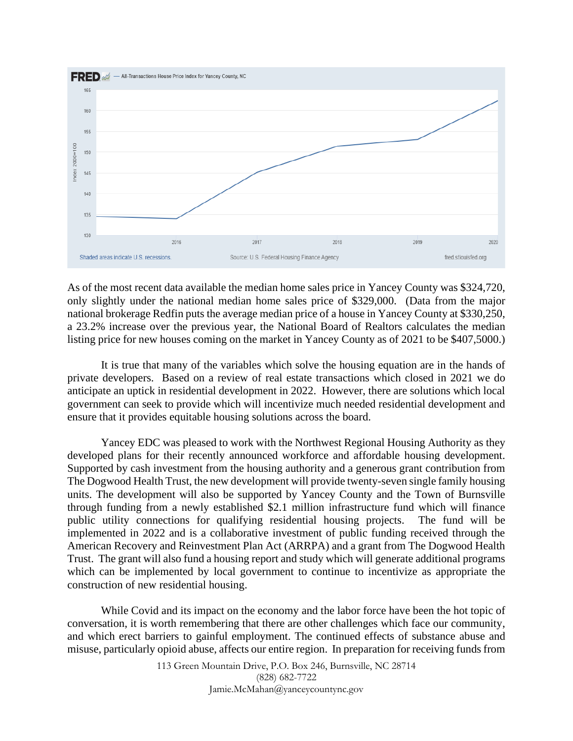As of the most recent data available the median home sales price in Yancey County was $324,720, only slightly under the national median home sales price of $329,000. (Data from the major national brokerage Redfin puts the average median price of a house in Yancey County at $330,250, a 23.2% increase over the previous year, the National Board of Realtors calculates the median listing price for new houses coming on the market in Yancey County as of 2021 to be $407,5000.)

It is true that many of the variables which solve the housing equation are in the hands of private developers. Based on a review of real estate transactions which closed in 2021 we do anticipate an uptick in residential development in 2022. However, there are solutions which local government can seek to provide which will incentivize much needed residential development and ensure that it provides equitable housing solutions across the board.

Yancey EDC was pleased to work with the Northwest Regional Housing Authority as they developed plans for their recently announced workforce and affordable housing development. Supported by cash investment from the housing authority and a generous grant contribution from The Dogwood Health Trust, the new development will provide twenty-seven single family housing units. The development will also be supported by Yancey County and the Town of Burnsville through funding from a newly established $2.1 million infrastructure fund which will finance public utility connections for qualifying residential housing projects. The fund will be implemented in 2022 and is a collaborative investment of public funding received through the American Recovery and Reinvestment Plan Act (ARRPA) and a grant from The Dogwood Health Trust. The grant will also fund a housing report and study which will generate additional programs which can be implemented by local government to continue to incentivize as appropriate the construction of new residential housing.

While Covid and its impact on the economy and the labor force have been the hot topic of conversation, it is worth remembering that there are other challenges which face our community, and which erect barriers to gainful employment. The continued effects of substance abuse and misuse, particularly opioid abuse, affects our entire region. In preparation for receiving funds from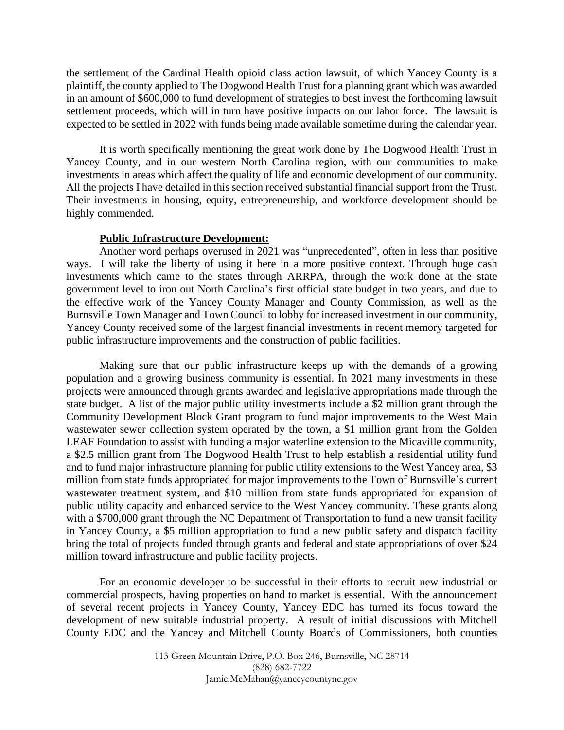the settlement of the Cardinal Health opioid class action lawsuit, of which Yancey County is a plaintiff, the county applied to The Dogwood Health Trust for a planning grant which was awarded in an amount of $600,000 to fund development of strategies to best invest the forthcoming lawsuit settlement proceeds, which will in turn have positive impacts on our labor force. The lawsuit is expected to be settled in 2022 with funds being made available sometime during the calendar year.

It is worth specifically mentioning the great work done by The Dogwood Health Trust in Yancey County, and in our western North Carolina region, with our communities to make investments in areas which affect the quality of life and economic development of our community. All the projects I have detailed in this section received substantial financial support from the Trust. Their investments in housing, equity, entrepreneurship, and workforce development should be highly commended.

**Public Infrastructure Development:**

Another word perhaps overused in 2021 was "unprecedented", often in less than positive ways. I will take the liberty of using it here in a more positive context. Through huge cash investments which came to the states through ARRPA, through the work done at the state government level to iron out North Carolina's first official state budget in two years, and due to the effective work of the Yancey County Manager and County Commission, as well as the Burnsville Town Manager and Town Council to lobby for increased investment in our community, Yancey County received some of the largest financial investments in recent memory targeted for public infrastructure improvements and the construction of public facilities.

Making sure that our public infrastructure keeps up with the demands of a growing population and a growing business community is essential. In 2021 many investments in these projects were announced through grants awarded and legislative appropriations made through the state budget. A list of the major public utility investments include a $2 million grant through the Community Development Block Grant program to fund major improvements to the West Main wastewater sewer collection system operated by the town, a $1 million grant from the Golden LEAF Foundation to assist with funding a major waterline extension to the Micaville community, a $2.5 million grant from The Dogwood Health Trust to help establish a residential utility fund and to fund major infrastructure planning for public utility extensions to the West Yancey area, $3 million from state funds appropriated for major improvements to the Town of Burnsville's current wastewater treatment system, and $10 million from state funds appropriated for expansion of public utility capacity and enhanced service to the West Yancey community. These grants along with a $700,000 grant through the NC Department of Transportation to fund a new transit facility in Yancey County, a $5 million appropriation to fund a new public safety and dispatch facility bring the total of projects funded through grants and federal and state appropriations of over $24 million toward infrastructure and public facility projects.

For an economic developer to be successful in their efforts to recruit new industrial or commercial prospects, having properties on hand to market is essential. With the announcement of several recent projects in Yancey County, Yancey EDC has turned its focus toward the development of new suitable industrial property. A result of initial discussions with Mitchell County EDC and the Yancey and Mitchell County Boards of Commissioners, both counties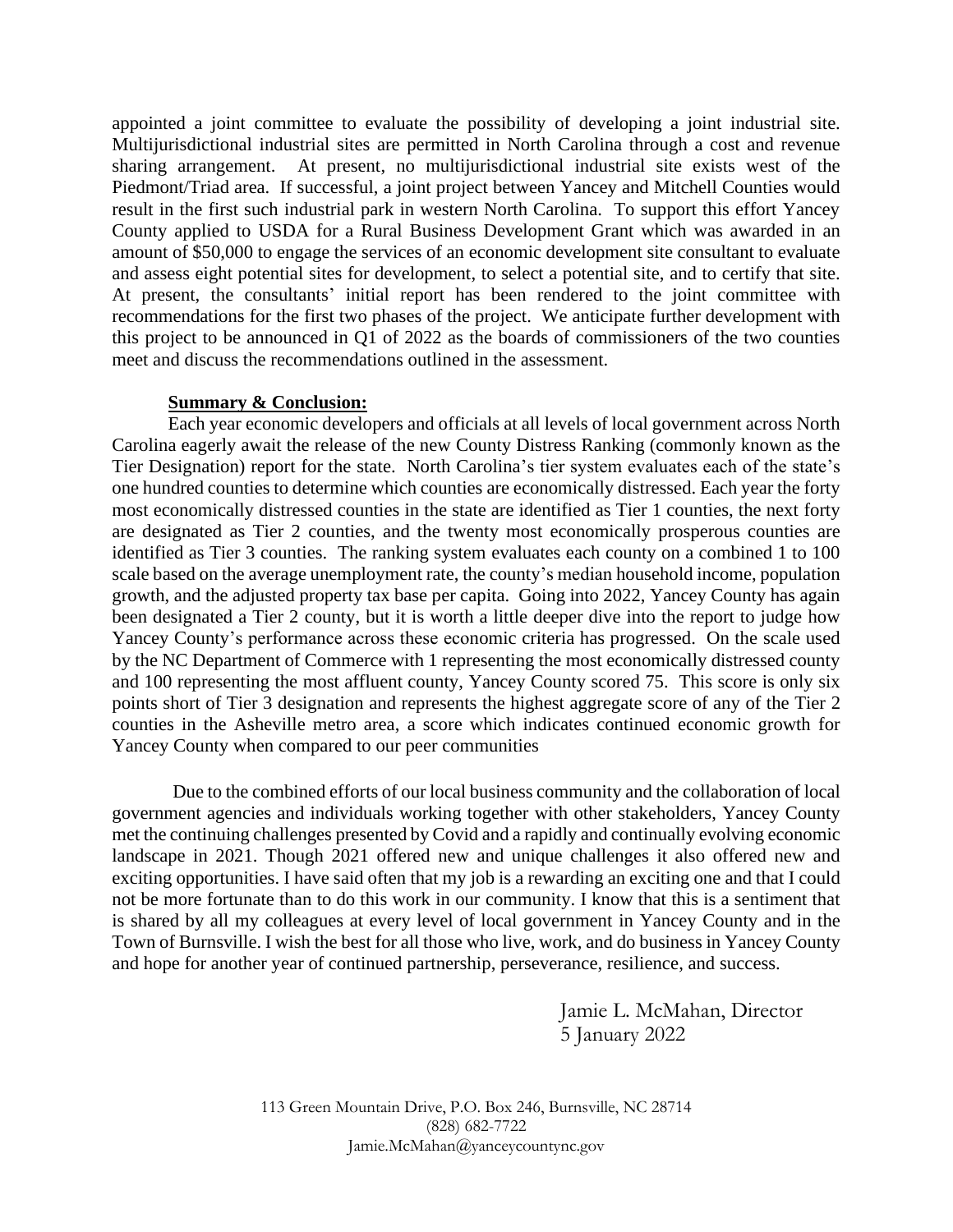appointed a joint committee to evaluate the possibility of developing a joint industrial site. Multijurisdictional industrial sites are permitted in North Carolina through a cost and revenue sharing arrangement. At present, no multijurisdictional industrial site exists west of the Piedmont/Triad area. If successful, a joint project between Yancey and Mitchell Counties would result in the first such industrial park in western North Carolina. To support this effort Yancey County applied to USDA for a Rural Business Development Grant which was awarded in an amount of $50,000 to engage the services of an economic development site consultant to evaluate and assess eight potential sites for development, to select a potential site, and to certify that site. At present, the consultants' initial report has been rendered to the joint committee with recommendations for the first two phases of the project. We anticipate further development with this project to be announced in Q1 of 2022 as the boards of commissioners of the two counties meet and discuss the recommendations outlined in the assessment.

**Summary & Conclusion:**

Each year economic developers and officials at all levels of local government across North Carolina eagerly await the release of the new County Distress Ranking (commonly known as the Tier Designation) report for the state. North Carolina's tier system evaluates each of the state's one hundred counties to determine which counties are economically distressed. Each year the forty most economically distressed counties in the state are identified as Tier 1 counties, the next forty are designated as Tier 2 counties, and the twenty most economically prosperous counties are identified as Tier 3 counties. The ranking system evaluates each county on a combined 1 to 100 scale based on the average unemployment rate, the county's median household income, population growth, and the adjusted property tax base per capita. Going into 2022, Yancey County has again been designated a Tier 2 county, but it is worth a little deeper dive into the report to judge how Yancey County's performance across these economic criteria has progressed. On the scale used by the NC Department of Commerce with 1 representing the most economically distressed county and 100 representing the most affluent county, Yancey County scored 75. This score is only six points short of Tier 3 designation and represents the highest aggregate score of any of the Tier 2 counties in the Asheville metro area, a score which indicates continued economic growth for Yancey County when compared to our peer communities

Due to the combined efforts of our local business community and the collaboration of local government agencies and individuals working together with other stakeholders, Yancey County met the continuing challenges presented by Covid and a rapidly and continually evolving economic landscape in 2021. Though 2021 offered new and unique challenges it also offered new and exciting opportunities. I have said often that my job is a rewarding an exciting one and that I could not be more fortunate than to do this work in our community. I know that this is a sentiment that is shared by all my colleagues at every level of local government in Yancey County and in the Town of Burnsville. I wish the best for all those who live, work, and do business in Yancey County and hope for another year of continued partnership, perseverance, resilience, and success.

Jamie L. McMahan, Director
5 January 2022

113 Green Mountain Drive, P.O. Box 246, Burnsville, NC 28714
(828) 682-7722
Jamie.McMahan@yanceycountync.gov